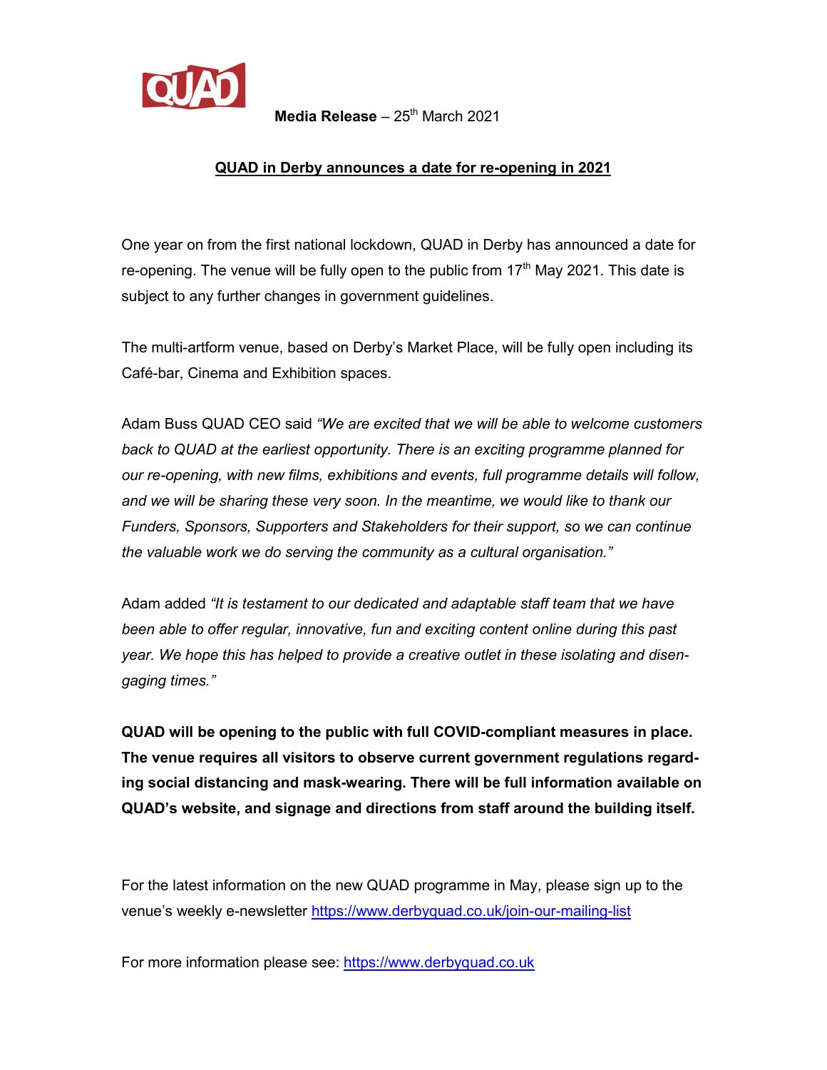QUAD

**Media Release** – 25th March 2021

## QUAD in Derby announces a date for re-opening in 2021

One year on from the first national lockdown, QUAD in Derby has announced a date for re-opening. The venue will be fully open to the public from 17th May 2021. This date is subject to any further changes in government guidelines.

The multi-artform venue, based on Derby's Market Place, will be fully open including its Café-bar, Cinema and Exhibition spaces.

Adam Buss QUAD CEO said *"We are excited that we will be able to welcome customers back to QUAD at the earliest opportunity. There is an exciting programme planned for our re-opening, with new films, exhibitions and events, full programme details will follow, and we will be sharing these very soon. In the meantime, we would like to thank our Funders, Sponsors, Supporters and Stakeholders for their support, so we can continue the valuable work we do serving the community as a cultural organisation."*

Adam added *"It is testament to our dedicated and adaptable staff team that we have been able to offer regular, innovative, fun and exciting content online during this past year. We hope this has helped to provide a creative outlet in these isolating and disengaging times."*

**QUAD will be opening to the public with full COVID-compliant measures in place. The venue requires all visitors to observe current government regulations regarding social distancing and mask-wearing. There will be full information available on QUAD's website, and signage and directions from staff around the building itself.**

For the latest information on the new QUAD programme in May, please sign up to the venue's weekly e-newsletter https://www.derbyquad.co.uk/join-our-mailing-list

For more information please see: https://www.derbyquad.co.uk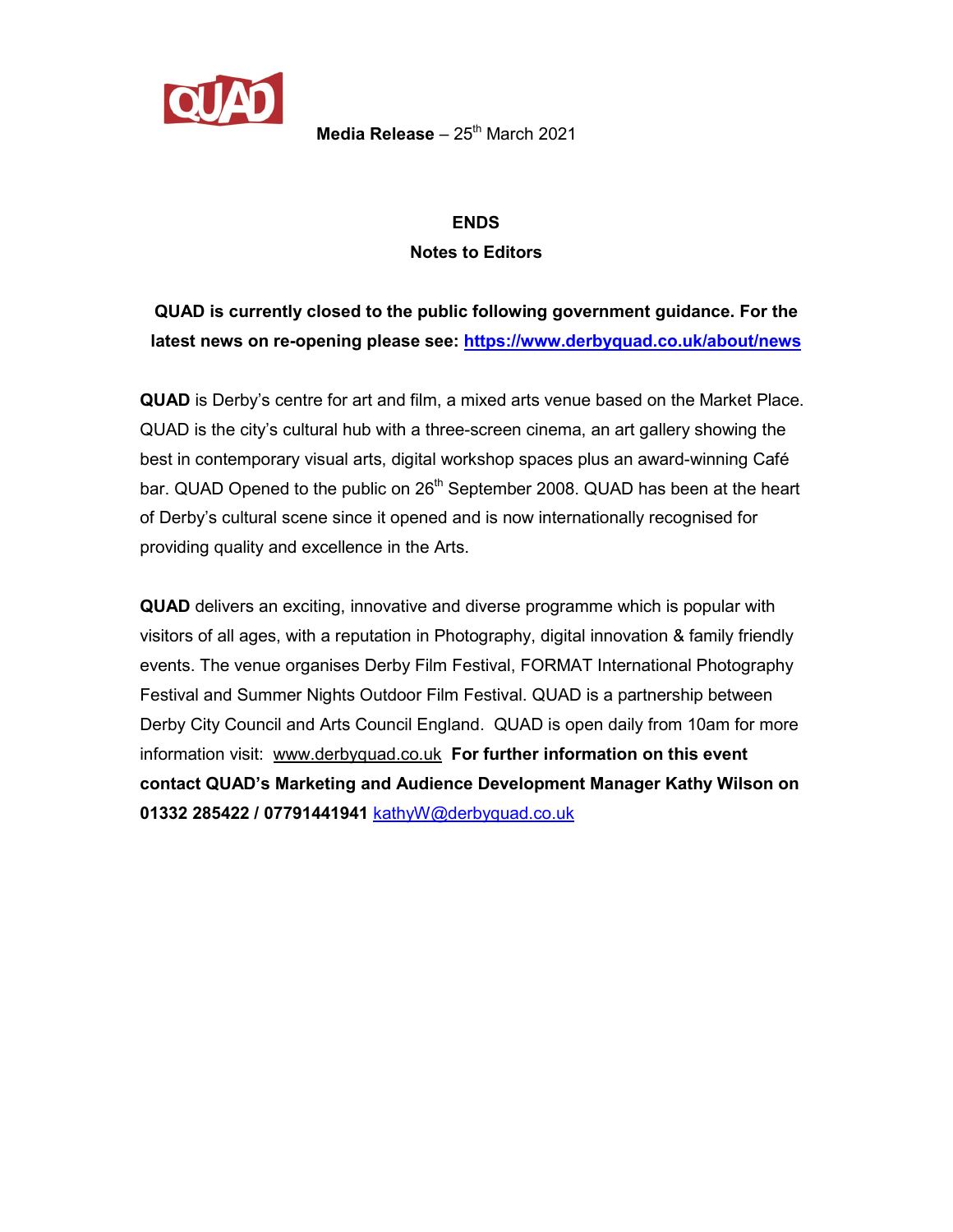**Media Release** – 25th March 2021

**ENDS**

**Notes to Editors**

**QUAD is currently closed to the public following government guidance. For the latest news on re-opening please see: https://www.derbyquad.co.uk/about/news**

**QUAD** is Derby's centre for art and film, a mixed arts venue based on the Market Place. QUAD is the city's cultural hub with a three-screen cinema, an art gallery showing the best in contemporary visual arts, digital workshop spaces plus an award-winning Café bar. QUAD Opened to the public on 26th September 2008. QUAD has been at the heart of Derby's cultural scene since it opened and is now internationally recognised for providing quality and excellence in the Arts.

**QUAD** delivers an exciting, innovative and diverse programme which is popular with visitors of all ages, with a reputation in Photography, digital innovation & family friendly events. The venue organises Derby Film Festival, FORMAT International Photography Festival and Summer Nights Outdoor Film Festival. QUAD is a partnership between Derby City Council and Arts Council England. QUAD is open daily from 10am for more information visit: www.derbyquad.co.uk **For further information on this event contact QUAD's Marketing and Audience Development Manager Kathy Wilson on 01332 285422 / 07791441941** kathyW@derbyquad.co.uk